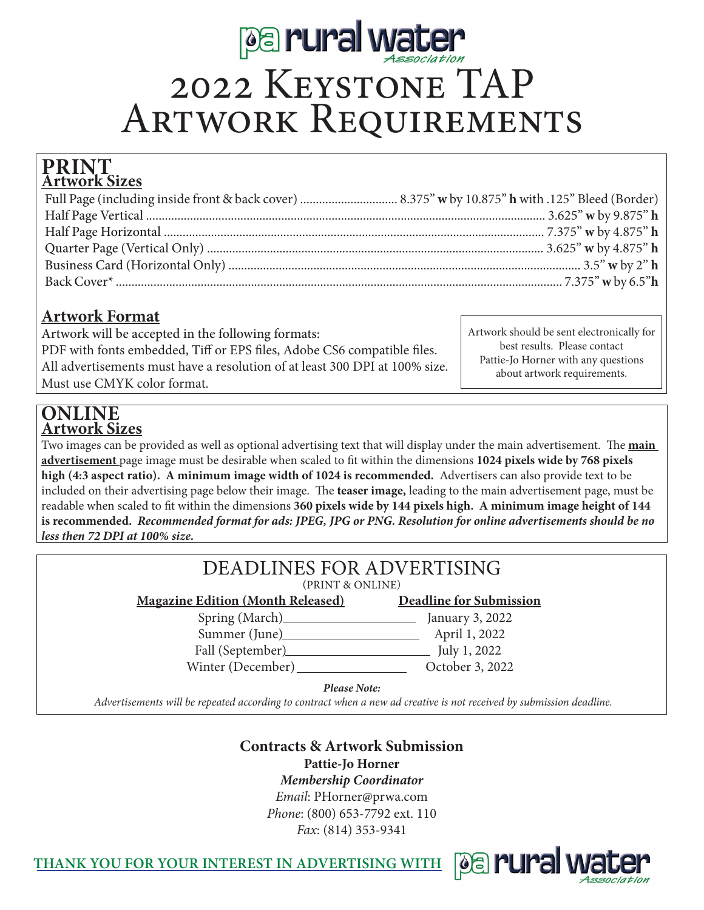pa rural water Association

# 2022 Keystone TAP Artwork Requirements

## PRINT

### Artwork Sizes

| Ad | Size |
|---|---|
| Full Page (including inside front & back cover) | 8.375" **w** by 10.875" **h** with .125" Bleed (Border) |
| Half Page Vertical | 3.625" **w** by 9.875" **h** |
| Half Page Horizontal | 7.375" **w** by 4.875" **h** |
| Quarter Page (Vertical Only) | 3.625" **w** by 4.875" **h** |
| Business Card (Horizontal Only) | 3.5" **w** by 2" **h** |
| Back Cover* | 7.375" **w** by 6.5"**h** |

### Artwork Format

Artwork will be accepted in the following formats:
PDF with fonts embedded, Tiff or EPS files, Adobe CS6 compatible files.
All advertisements must have a resolution of at least 300 DPI at 100% size.
Must use CMYK color format.

Artwork should be sent electronically for best results. Please contact Pattie-Jo Horner with any questions about artwork requirements.

## ONLINE

### Artwork Sizes

Two images can be provided as well as optional advertising text that will display under the main advertisement. The **main advertisement** page image must be desirable when scaled to fit within the dimensions **1024 pixels wide by 768 pixels high (4:3 aspect ratio). A minimum image width of 1024 is recommended.** Advertisers can also provide text to be included on their advertising page below their image. The **teaser image,** leading to the main advertisement page, must be readable when scaled to fit within the dimensions **360 pixels wide by 144 pixels high. A minimum image height of 144 is recommended.** ***Recommended format for ads: JPEG, JPG or PNG. Resolution for online advertisements should be no less then 72 DPI at 100% size.***

## DEADLINES FOR ADVERTISING

(PRINT & ONLINE)

| Magazine Edition (Month Released) | Deadline for Submission |
|---|---|
| Spring (March) | January 3, 2022 |
| Summer (June) | April 1, 2022 |
| Fall (September) | July 1, 2022 |
| Winter (December) | October 3, 2022 |

***Please Note:***
*Advertisements will be repeated according to contract when a new ad creative is not received by submission deadline.*

**Contracts & Artwork Submission**
**Pattie-Jo Horner**
***Membership Coordinator***
*Email*: PHorner@prwa.com
*Phone*: (800) 653-7792 ext. 110
*Fax*: (814) 353-9341

**THANK YOU FOR YOUR INTEREST IN ADVERTISING WITH** pa rural water Association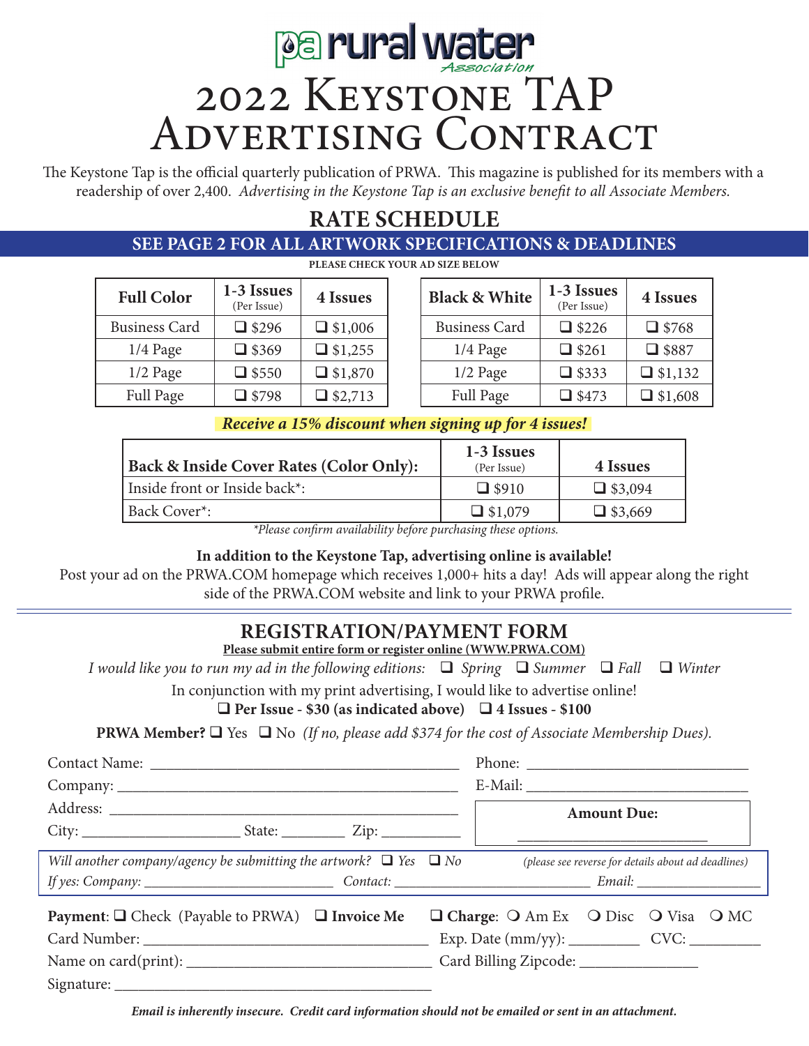# pa rural water Association

# 2022 Keystone TAP Advertising Contract

The Keystone Tap is the official quarterly publication of PRWA. This magazine is published for its members with a readership of over 2,400. *Advertising in the Keystone Tap is an exclusive benefit to all Associate Members.*

## RATE SCHEDULE

**SEE PAGE 2 FOR ALL ARTWORK SPECIFICATIONS & DEADLINES**

**PLEASE CHECK YOUR AD SIZE BELOW**

| Full Color | 1-3 Issues (Per Issue) | 4 Issues |
|---|---|---|
| Business Card | ❑ $296 | ❑ $1,006 |
| 1/4 Page | ❑ $369 | ❑ $1,255 |
| 1/2 Page | ❑ $550 | ❑ $1,870 |
| Full Page | ❑ $798 | ❑ $2,713 |

| Black & White | 1-3 Issues (Per Issue) | 4 Issues |
|---|---|---|
| Business Card | ❑ $226 | ❑ $768 |
| 1/4 Page | ❑ $261 | ❑ $887 |
| 1/2 Page | ❑ $333 | ❑ $1,132 |
| Full Page | ❑ $473 | ❑ $1,608 |

***Receive a 15% discount when signing up for 4 issues!***

| Back & Inside Cover Rates (Color Only): | 1-3 Issues (Per Issue) | 4 Issues |
|---|---|---|
| Inside front or Inside back*: | ❑ $910 | ❑ $3,094 |
| Back Cover*: | ❑ $1,079 | ❑ $3,669 |

*\*Please confirm availability before purchasing these options.*

**In addition to the Keystone Tap, advertising online is available!**

Post your ad on the PRWA.COM homepage which receives 1,000+ hits a day! Ads will appear along the right side of the PRWA.COM website and link to your PRWA profile.

---

## REGISTRATION/PAYMENT FORM

**Please submit entire form or register online (WWW.PRWA.COM)**

*I would like you to run my ad in the following editions:* ❑ *Spring* ❑ *Summer* ❑ *Fall* ❑ *Winter*

In conjunction with my print advertising, I would like to advertise online!

❑ **Per Issue - $30 (as indicated above)** ❑ **4 Issues - $100**

**PRWA Member?** ❑ Yes ❑ No *(If no, please add $374 for the cost of Associate Membership Dues).*

Contact Name: ______________________________ Phone: ______________________________

Company: ______________________________ E-Mail: ______________________________

Address: ______________________________

City: ____________ State: ________ Zip: __________

**Amount Due:** ______________________________

*Will another company/agency be submitting the artwork?* ❑ *Yes* ❑ *No* *(please see reverse for details about ad deadlines)*

*If yes: Company:* ____________ *Contact:* ____________ *Email:* ____________

**Payment**: ❑ Check (Payable to PRWA) ❑ **Invoice Me** ❑ **Charge**: ❍ Am Ex ❍ Disc ❍ Visa ❍ MC

Card Number: ______________________________ Exp. Date (mm/yy): _________ CVC: _________

Name on card(print): ______________________________ Card Billing Zipcode: _______________

Signature: ______________________________

***Email is inherently insecure. Credit card information should not be emailed or sent in an attachment.***